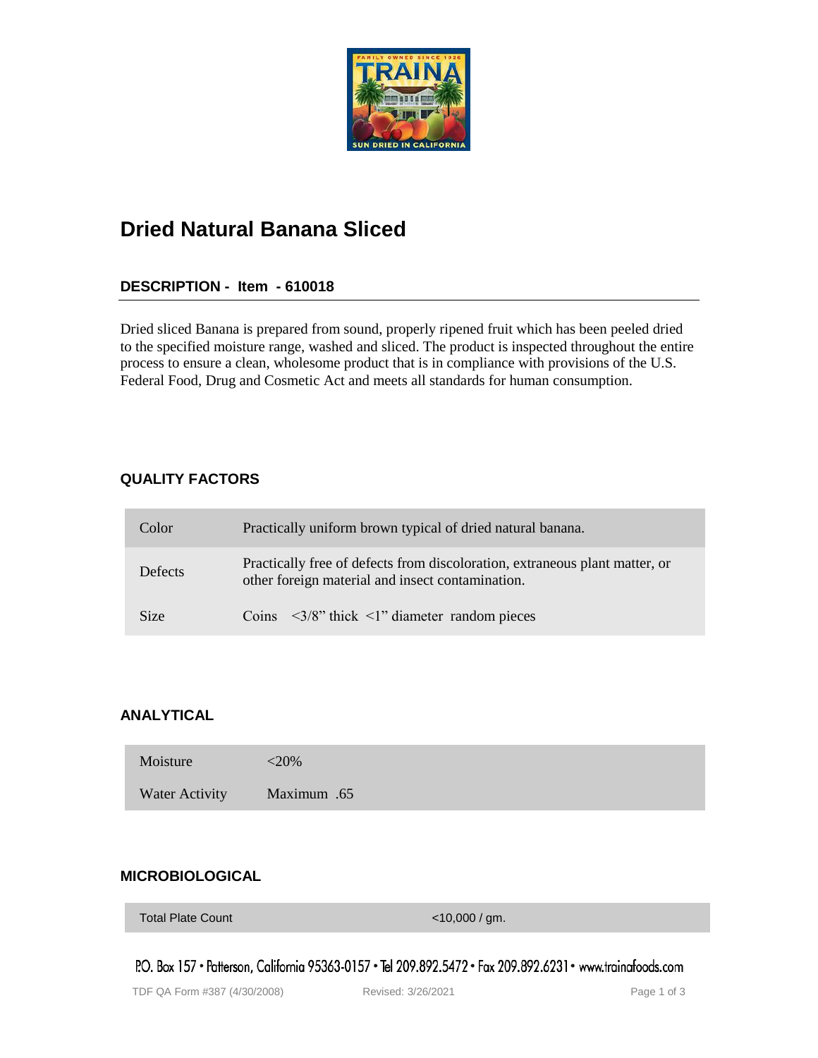# Dried Natural Banana Sliced

## DESCRIPTION - Item - 610018

Dried sliced Banana is prepared from sound, properly ripened fruit which has been peeled dried to the specified moisture range, washed and sliced. The product is inspected throughout the entire process to ensure a clean, wholesome product that is in compliance with provisions of the U.S. Federal Food, Drug and Cosmetic Act and meets all standards for human consumption.

## QUALITY FACTORS

| | |
|---|---|
| Color | Practically uniform brown typical of dried natural banana. |
| Defects | Practically free of defects from discoloration, extraneous plant matter, or other foreign material and insect contamination. |
| Size | Coins <3/8" thick <1" diameter random pieces |

## ANALYTICAL

| | |
|---|---|
| Moisture | <20% |
| Water Activity | Maximum .65 |

## MICROBIOLOGICAL

| | |
|---|---|
| Total Plate Count | <10,000 / gm. |

P.O. Box 157 • Patterson, California 95363-0157 • Tel 209.892.5472 • Fax 209.892.6231 • www.trainafoods.com

TDF QA Form #387 (4/30/2008) Revised: 3/26/2021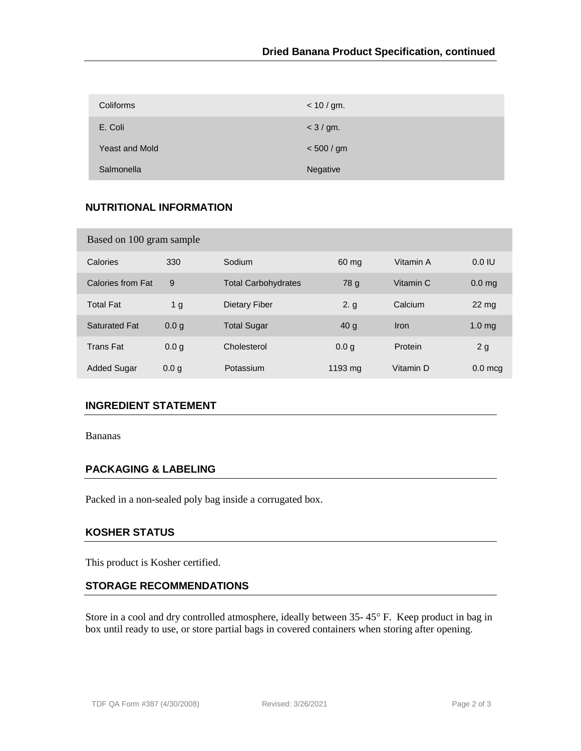| Coliforms | < 10 / gm. |
|---|---|
| E. Coli | < 3 / gm. |
| Yeast and Mold | < 500 / gm |
| Salmonella | Negative |

## NUTRITIONAL INFORMATION

| Based on 100 gram sample | | | | | |
|---|---|---|---|---|---|
| Calories | 330 | Sodium | 60 mg | Vitamin A | 0.0 IU |
| Calories from Fat | 9 | Total Carbohydrates | 78 g | Vitamin C | 0.0 mg |
| Total Fat | 1 g | Dietary Fiber | 2. g | Calcium | 22 mg |
| Saturated Fat | 0.0 g | Total Sugar | 40 g | Iron | 1.0 mg |
| Trans Fat | 0.0 g | Cholesterol | 0.0 g | Protein | 2 g |
| Added Sugar | 0.0 g | Potassium | 1193 mg | Vitamin D | 0.0 mcg |

## INGREDIENT STATEMENT

Bananas

## PACKAGING & LABELING

Packed in a non-sealed poly bag inside a corrugated box.

## KOSHER STATUS

This product is Kosher certified.

## STORAGE RECOMMENDATIONS

Store in a cool and dry controlled atmosphere, ideally between 35- 45° F. Keep product in bag in box until ready to use, or store partial bags in covered containers when storing after opening.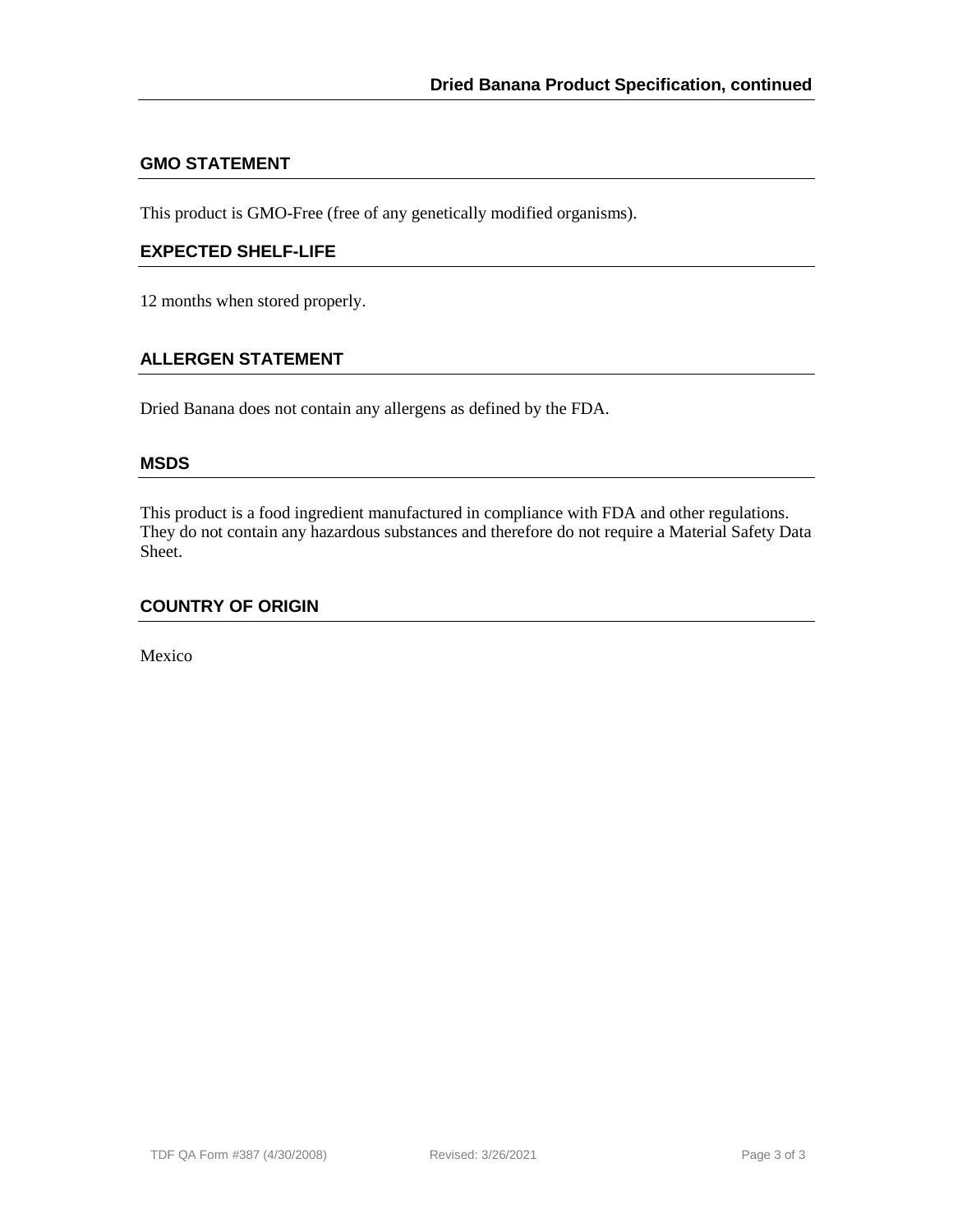## GMO STATEMENT

This product is GMO-Free (free of any genetically modified organisms).

## EXPECTED SHELF-LIFE

12 months when stored properly.

## ALLERGEN STATEMENT

Dried Banana does not contain any allergens as defined by the FDA.

## MSDS

This product is a food ingredient manufactured in compliance with FDA and other regulations. They do not contain any hazardous substances and therefore do not require a Material Safety Data Sheet.

## COUNTRY OF ORIGIN

Mexico